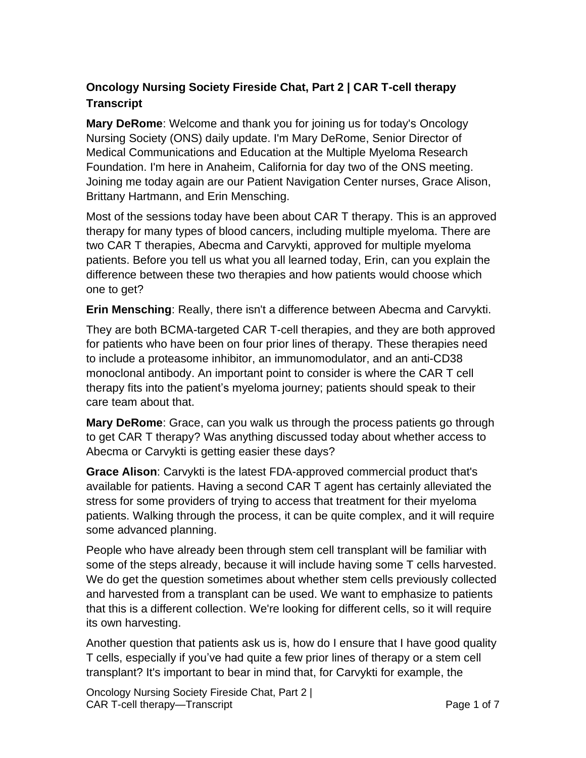# Oncology Nursing Society Fireside Chat, Part 2 | CAR T-cell therapy Transcript

**Mary DeRome**: Welcome and thank you for joining us for today's Oncology Nursing Society (ONS) daily update. I'm Mary DeRome, Senior Director of Medical Communications and Education at the Multiple Myeloma Research Foundation. I'm here in Anaheim, California for day two of the ONS meeting. Joining me today again are our Patient Navigation Center nurses, Grace Alison, Brittany Hartmann, and Erin Mensching.

Most of the sessions today have been about CAR T therapy. This is an approved therapy for many types of blood cancers, including multiple myeloma. There are two CAR T therapies, Abecma and Carvykti, approved for multiple myeloma patients. Before you tell us what you all learned today, Erin, can you explain the difference between these two therapies and how patients would choose which one to get?

**Erin Mensching**: Really, there isn't a difference between Abecma and Carvykti.

They are both BCMA-targeted CAR T-cell therapies, and they are both approved for patients who have been on four prior lines of therapy. These therapies need to include a proteasome inhibitor, an immunomodulator, and an anti-CD38 monoclonal antibody. An important point to consider is where the CAR T cell therapy fits into the patient's myeloma journey; patients should speak to their care team about that.

**Mary DeRome**: Grace, can you walk us through the process patients go through to get CAR T therapy? Was anything discussed today about whether access to Abecma or Carvykti is getting easier these days?

**Grace Alison**: Carvykti is the latest FDA-approved commercial product that's available for patients. Having a second CAR T agent has certainly alleviated the stress for some providers of trying to access that treatment for their myeloma patients. Walking through the process, it can be quite complex, and it will require some advanced planning.

People who have already been through stem cell transplant will be familiar with some of the steps already, because it will include having some T cells harvested. We do get the question sometimes about whether stem cells previously collected and harvested from a transplant can be used. We want to emphasize to patients that this is a different collection. We're looking for different cells, so it will require its own harvesting.

Another question that patients ask us is, how do I ensure that I have good quality T cells, especially if you've had quite a few prior lines of therapy or a stem cell transplant? It's important to bear in mind that, for Carvykti for example, the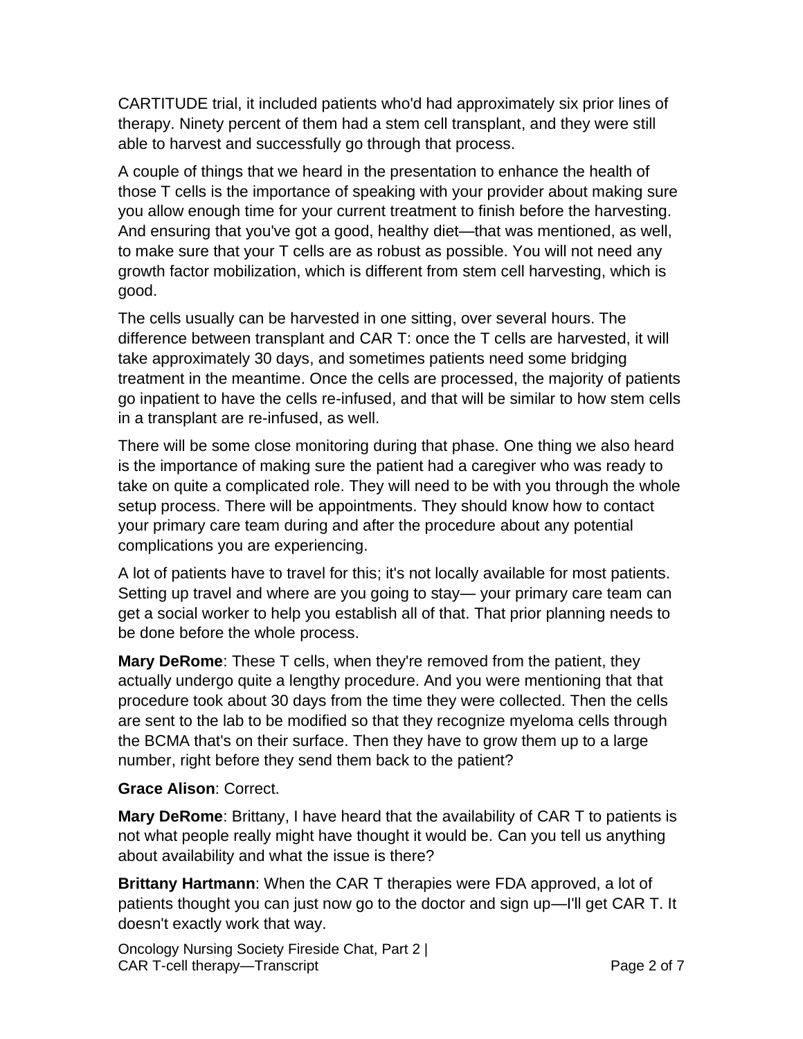CARTITUDE trial, it included patients who'd had approximately six prior lines of therapy. Ninety percent of them had a stem cell transplant, and they were still able to harvest and successfully go through that process.

A couple of things that we heard in the presentation to enhance the health of those T cells is the importance of speaking with your provider about making sure you allow enough time for your current treatment to finish before the harvesting. And ensuring that you've got a good, healthy diet—that was mentioned, as well, to make sure that your T cells are as robust as possible. You will not need any growth factor mobilization, which is different from stem cell harvesting, which is good.

The cells usually can be harvested in one sitting, over several hours. The difference between transplant and CAR T: once the T cells are harvested, it will take approximately 30 days, and sometimes patients need some bridging treatment in the meantime. Once the cells are processed, the majority of patients go inpatient to have the cells re-infused, and that will be similar to how stem cells in a transplant are re-infused, as well.

There will be some close monitoring during that phase. One thing we also heard is the importance of making sure the patient had a caregiver who was ready to take on quite a complicated role. They will need to be with you through the whole setup process. There will be appointments. They should know how to contact your primary care team during and after the procedure about any potential complications you are experiencing.

A lot of patients have to travel for this; it's not locally available for most patients. Setting up travel and where are you going to stay— your primary care team can get a social worker to help you establish all of that. That prior planning needs to be done before the whole process.

**Mary DeRome**: These T cells, when they're removed from the patient, they actually undergo quite a lengthy procedure. And you were mentioning that that procedure took about 30 days from the time they were collected. Then the cells are sent to the lab to be modified so that they recognize myeloma cells through the BCMA that's on their surface. Then they have to grow them up to a large number, right before they send them back to the patient?

**Grace Alison**: Correct.

**Mary DeRome**: Brittany, I have heard that the availability of CAR T to patients is not what people really might have thought it would be. Can you tell us anything about availability and what the issue is there?

**Brittany Hartmann**: When the CAR T therapies were FDA approved, a lot of patients thought you can just now go to the doctor and sign up—I'll get CAR T. It doesn't exactly work that way.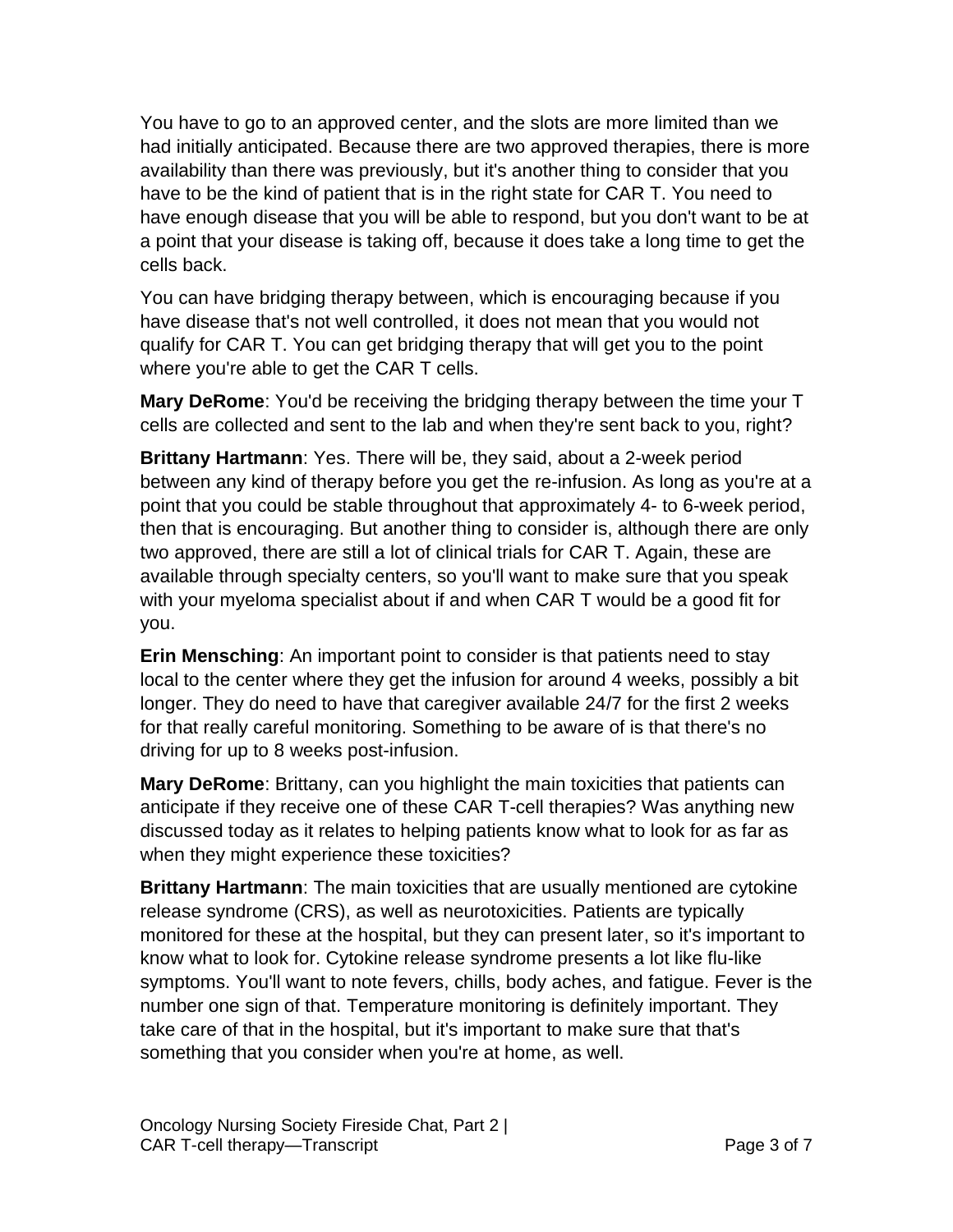You have to go to an approved center, and the slots are more limited than we had initially anticipated. Because there are two approved therapies, there is more availability than there was previously, but it's another thing to consider that you have to be the kind of patient that is in the right state for CAR T. You need to have enough disease that you will be able to respond, but you don't want to be at a point that your disease is taking off, because it does take a long time to get the cells back.

You can have bridging therapy between, which is encouraging because if you have disease that's not well controlled, it does not mean that you would not qualify for CAR T. You can get bridging therapy that will get you to the point where you're able to get the CAR T cells.

**Mary DeRome**: You'd be receiving the bridging therapy between the time your T cells are collected and sent to the lab and when they're sent back to you, right?

**Brittany Hartmann**: Yes. There will be, they said, about a 2-week period between any kind of therapy before you get the re-infusion. As long as you're at a point that you could be stable throughout that approximately 4- to 6-week period, then that is encouraging. But another thing to consider is, although there are only two approved, there are still a lot of clinical trials for CAR T. Again, these are available through specialty centers, so you'll want to make sure that you speak with your myeloma specialist about if and when CAR T would be a good fit for you.

**Erin Mensching**: An important point to consider is that patients need to stay local to the center where they get the infusion for around 4 weeks, possibly a bit longer. They do need to have that caregiver available 24/7 for the first 2 weeks for that really careful monitoring. Something to be aware of is that there's no driving for up to 8 weeks post-infusion.

**Mary DeRome**: Brittany, can you highlight the main toxicities that patients can anticipate if they receive one of these CAR T-cell therapies? Was anything new discussed today as it relates to helping patients know what to look for as far as when they might experience these toxicities?

**Brittany Hartmann**: The main toxicities that are usually mentioned are cytokine release syndrome (CRS), as well as neurotoxicities. Patients are typically monitored for these at the hospital, but they can present later, so it's important to know what to look for. Cytokine release syndrome presents a lot like flu-like symptoms. You'll want to note fevers, chills, body aches, and fatigue. Fever is the number one sign of that. Temperature monitoring is definitely important. They take care of that in the hospital, but it's important to make sure that that's something that you consider when you're at home, as well.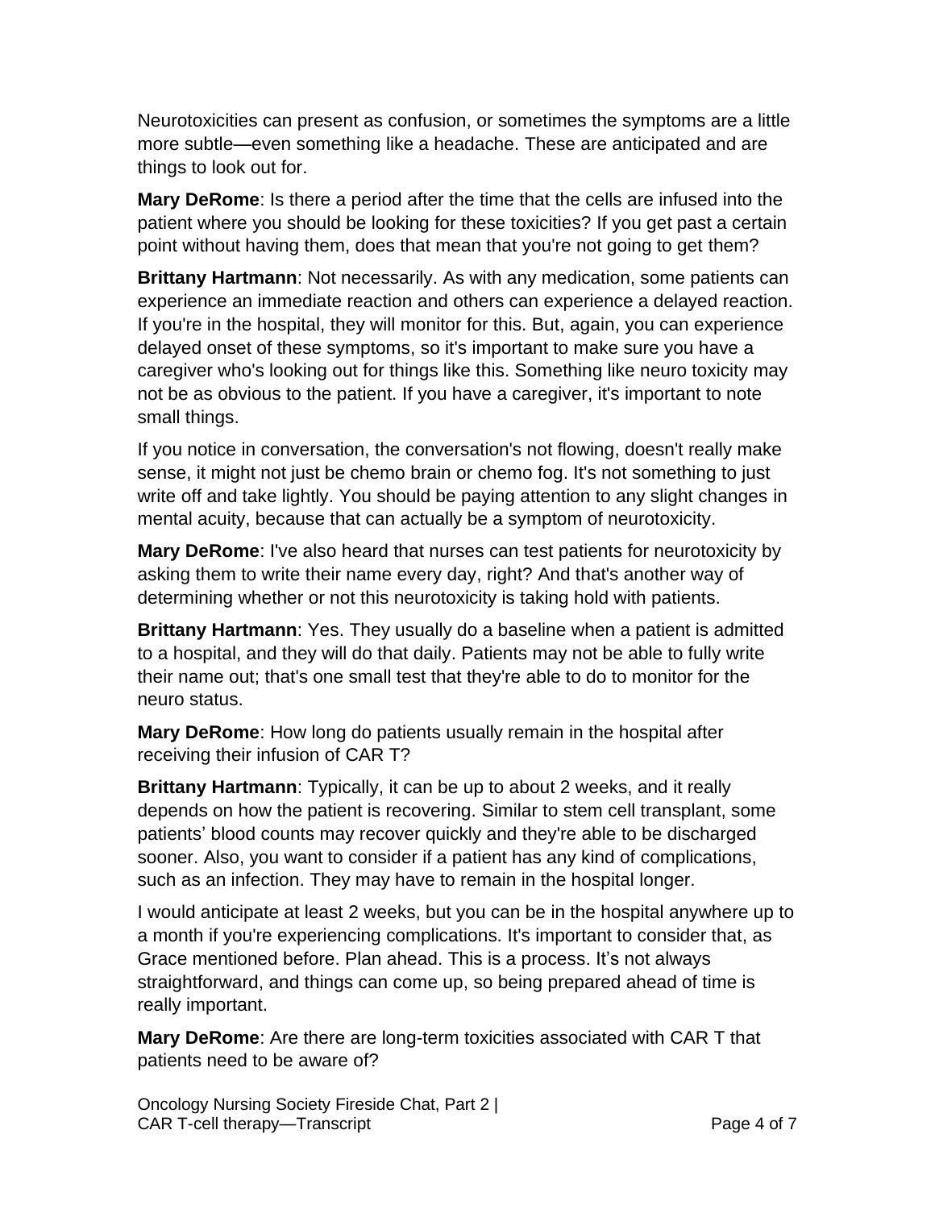Neurotoxicities can present as confusion, or sometimes the symptoms are a little more subtle—even something like a headache. These are anticipated and are things to look out for.

**Mary DeRome**: Is there a period after the time that the cells are infused into the patient where you should be looking for these toxicities? If you get past a certain point without having them, does that mean that you're not going to get them?

**Brittany Hartmann**: Not necessarily. As with any medication, some patients can experience an immediate reaction and others can experience a delayed reaction. If you're in the hospital, they will monitor for this. But, again, you can experience delayed onset of these symptoms, so it's important to make sure you have a caregiver who's looking out for things like this. Something like neuro toxicity may not be as obvious to the patient. If you have a caregiver, it's important to note small things.

If you notice in conversation, the conversation's not flowing, doesn't really make sense, it might not just be chemo brain or chemo fog. It's not something to just write off and take lightly. You should be paying attention to any slight changes in mental acuity, because that can actually be a symptom of neurotoxicity.

**Mary DeRome**: I've also heard that nurses can test patients for neurotoxicity by asking them to write their name every day, right? And that's another way of determining whether or not this neurotoxicity is taking hold with patients.

**Brittany Hartmann**: Yes. They usually do a baseline when a patient is admitted to a hospital, and they will do that daily. Patients may not be able to fully write their name out; that's one small test that they're able to do to monitor for the neuro status.

**Mary DeRome**: How long do patients usually remain in the hospital after receiving their infusion of CAR T?

**Brittany Hartmann**: Typically, it can be up to about 2 weeks, and it really depends on how the patient is recovering. Similar to stem cell transplant, some patients' blood counts may recover quickly and they're able to be discharged sooner. Also, you want to consider if a patient has any kind of complications, such as an infection. They may have to remain in the hospital longer.

I would anticipate at least 2 weeks, but you can be in the hospital anywhere up to a month if you're experiencing complications. It's important to consider that, as Grace mentioned before. Plan ahead. This is a process. It's not always straightforward, and things can come up, so being prepared ahead of time is really important.

**Mary DeRome**: Are there are long-term toxicities associated with CAR T that patients need to be aware of?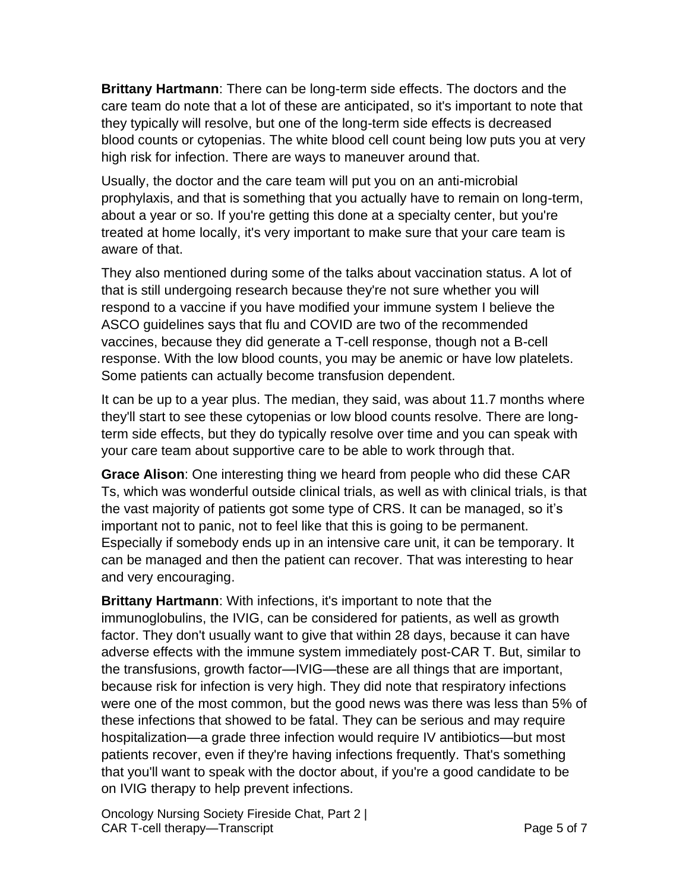**Brittany Hartmann**: There can be long-term side effects. The doctors and the care team do note that a lot of these are anticipated, so it's important to note that they typically will resolve, but one of the long-term side effects is decreased blood counts or cytopenias. The white blood cell count being low puts you at very high risk for infection. There are ways to maneuver around that.

Usually, the doctor and the care team will put you on an anti-microbial prophylaxis, and that is something that you actually have to remain on long-term, about a year or so. If you're getting this done at a specialty center, but you're treated at home locally, it's very important to make sure that your care team is aware of that.

They also mentioned during some of the talks about vaccination status. A lot of that is still undergoing research because they're not sure whether you will respond to a vaccine if you have modified your immune system I believe the ASCO guidelines says that flu and COVID are two of the recommended vaccines, because they did generate a T-cell response, though not a B-cell response. With the low blood counts, you may be anemic or have low platelets. Some patients can actually become transfusion dependent.

It can be up to a year plus. The median, they said, was about 11.7 months where they'll start to see these cytopenias or low blood counts resolve. There are long-term side effects, but they do typically resolve over time and you can speak with your care team about supportive care to be able to work through that.

**Grace Alison**: One interesting thing we heard from people who did these CAR Ts, which was wonderful outside clinical trials, as well as with clinical trials, is that the vast majority of patients got some type of CRS. It can be managed, so it's important not to panic, not to feel like that this is going to be permanent. Especially if somebody ends up in an intensive care unit, it can be temporary. It can be managed and then the patient can recover. That was interesting to hear and very encouraging.

**Brittany Hartmann**: With infections, it's important to note that the immunoglobulins, the IVIG, can be considered for patients, as well as growth factor. They don't usually want to give that within 28 days, because it can have adverse effects with the immune system immediately post-CAR T. But, similar to the transfusions, growth factor—IVIG—these are all things that are important, because risk for infection is very high. They did note that respiratory infections were one of the most common, but the good news was there was less than 5% of these infections that showed to be fatal. They can be serious and may require hospitalization—a grade three infection would require IV antibiotics—but most patients recover, even if they're having infections frequently. That's something that you'll want to speak with the doctor about, if you're a good candidate to be on IVIG therapy to help prevent infections.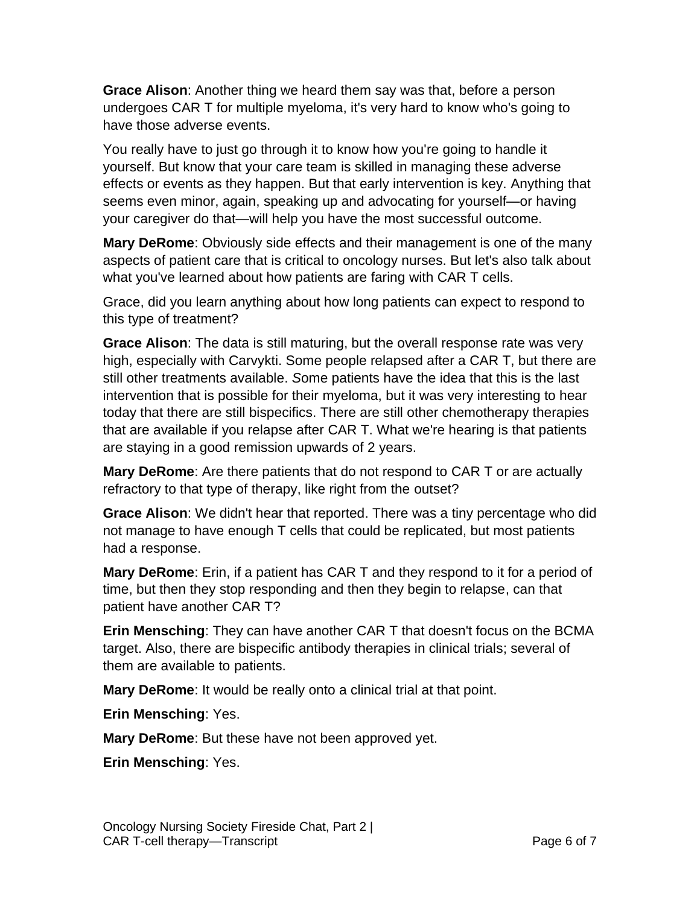**Grace Alison**: Another thing we heard them say was that, before a person undergoes CAR T for multiple myeloma, it's very hard to know who's going to have those adverse events.

You really have to just go through it to know how you're going to handle it yourself. But know that your care team is skilled in managing these adverse effects or events as they happen. But that early intervention is key. Anything that seems even minor, again, speaking up and advocating for yourself—or having your caregiver do that—will help you have the most successful outcome.

**Mary DeRome**: Obviously side effects and their management is one of the many aspects of patient care that is critical to oncology nurses. But let's also talk about what you've learned about how patients are faring with CAR T cells.

Grace, did you learn anything about how long patients can expect to respond to this type of treatment?

**Grace Alison**: The data is still maturing, but the overall response rate was very high, especially with Carvykti. Some people relapsed after a CAR T, but there are still other treatments available. *S*ome patients have the idea that this is the last intervention that is possible for their myeloma, but it was very interesting to hear today that there are still bispecifics. There are still other chemotherapy therapies that are available if you relapse after CAR T. What we're hearing is that patients are staying in a good remission upwards of 2 years.

**Mary DeRome**: Are there patients that do not respond to CAR T or are actually refractory to that type of therapy, like right from the outset?

**Grace Alison**: We didn't hear that reported. There was a tiny percentage who did not manage to have enough T cells that could be replicated, but most patients had a response.

**Mary DeRome**: Erin, if a patient has CAR T and they respond to it for a period of time, but then they stop responding and then they begin to relapse, can that patient have another CAR T?

**Erin Mensching**: They can have another CAR T that doesn't focus on the BCMA target. Also, there are bispecific antibody therapies in clinical trials; several of them are available to patients.

**Mary DeRome**: It would be really onto a clinical trial at that point.

**Erin Mensching**: Yes.

**Mary DeRome**: But these have not been approved yet.

**Erin Mensching**: Yes.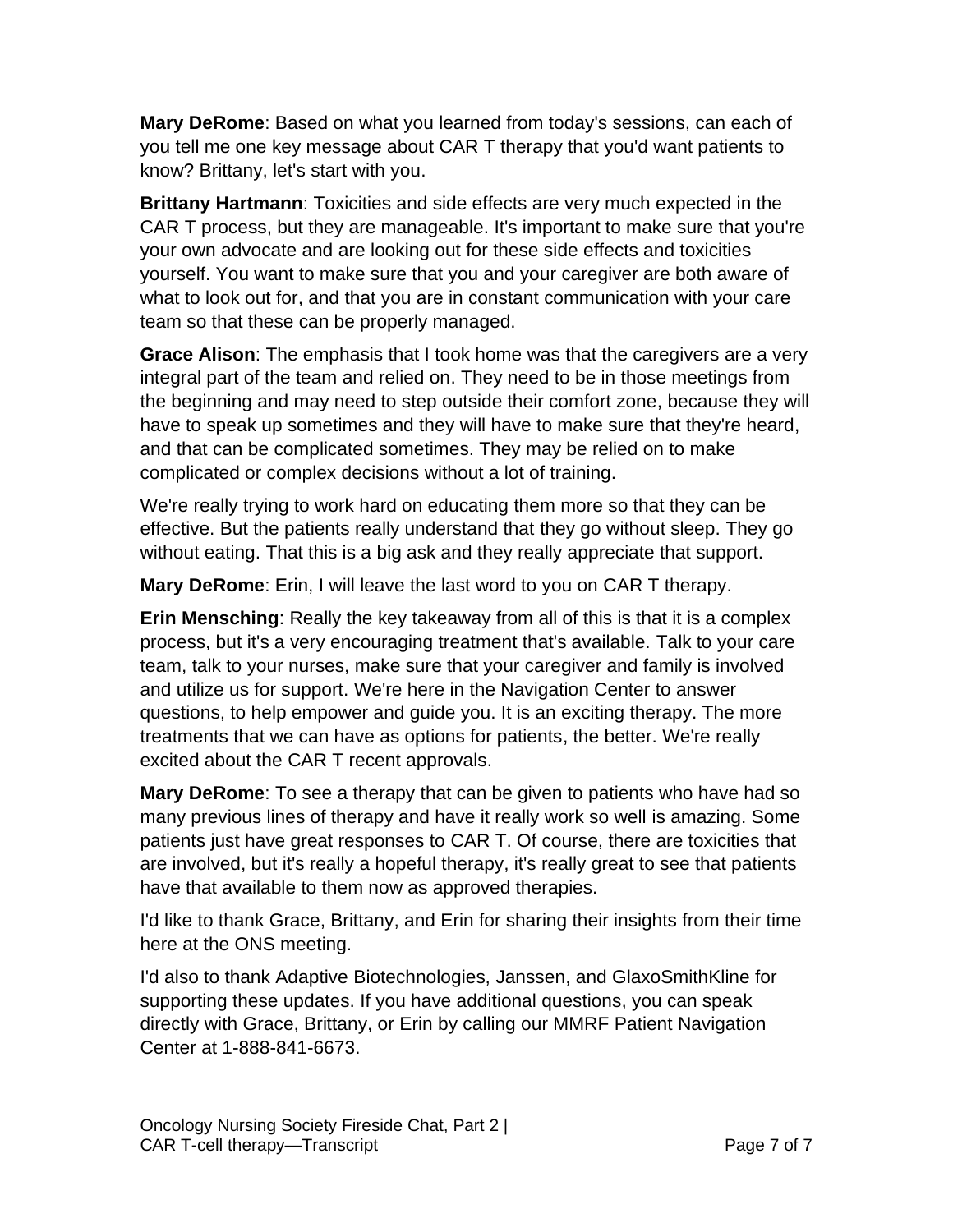**Mary DeRome**: Based on what you learned from today's sessions, can each of you tell me one key message about CAR T therapy that you'd want patients to know? Brittany, let's start with you.

**Brittany Hartmann**: Toxicities and side effects are very much expected in the CAR T process, but they are manageable. It's important to make sure that you're your own advocate and are looking out for these side effects and toxicities yourself. You want to make sure that you and your caregiver are both aware of what to look out for, and that you are in constant communication with your care team so that these can be properly managed.

**Grace Alison**: The emphasis that I took home was that the caregivers are a very integral part of the team and relied on. They need to be in those meetings from the beginning and may need to step outside their comfort zone, because they will have to speak up sometimes and they will have to make sure that they're heard, and that can be complicated sometimes. They may be relied on to make complicated or complex decisions without a lot of training.

We're really trying to work hard on educating them more so that they can be effective. But the patients really understand that they go without sleep. They go without eating. That this is a big ask and they really appreciate that support.

**Mary DeRome**: Erin, I will leave the last word to you on CAR T therapy.

**Erin Mensching**: Really the key takeaway from all of this is that it is a complex process, but it's a very encouraging treatment that's available. Talk to your care team, talk to your nurses, make sure that your caregiver and family is involved and utilize us for support. We're here in the Navigation Center to answer questions, to help empower and guide you. It is an exciting therapy. The more treatments that we can have as options for patients, the better. We're really excited about the CAR T recent approvals.

**Mary DeRome**: To see a therapy that can be given to patients who have had so many previous lines of therapy and have it really work so well is amazing. Some patients just have great responses to CAR T. Of course, there are toxicities that are involved, but it's really a hopeful therapy, it's really great to see that patients have that available to them now as approved therapies.

I'd like to thank Grace, Brittany, and Erin for sharing their insights from their time here at the ONS meeting.

I'd also to thank Adaptive Biotechnologies, Janssen, and GlaxoSmithKline for supporting these updates. If you have additional questions, you can speak directly with Grace, Brittany, or Erin by calling our MMRF Patient Navigation Center at 1-888-841-6673.